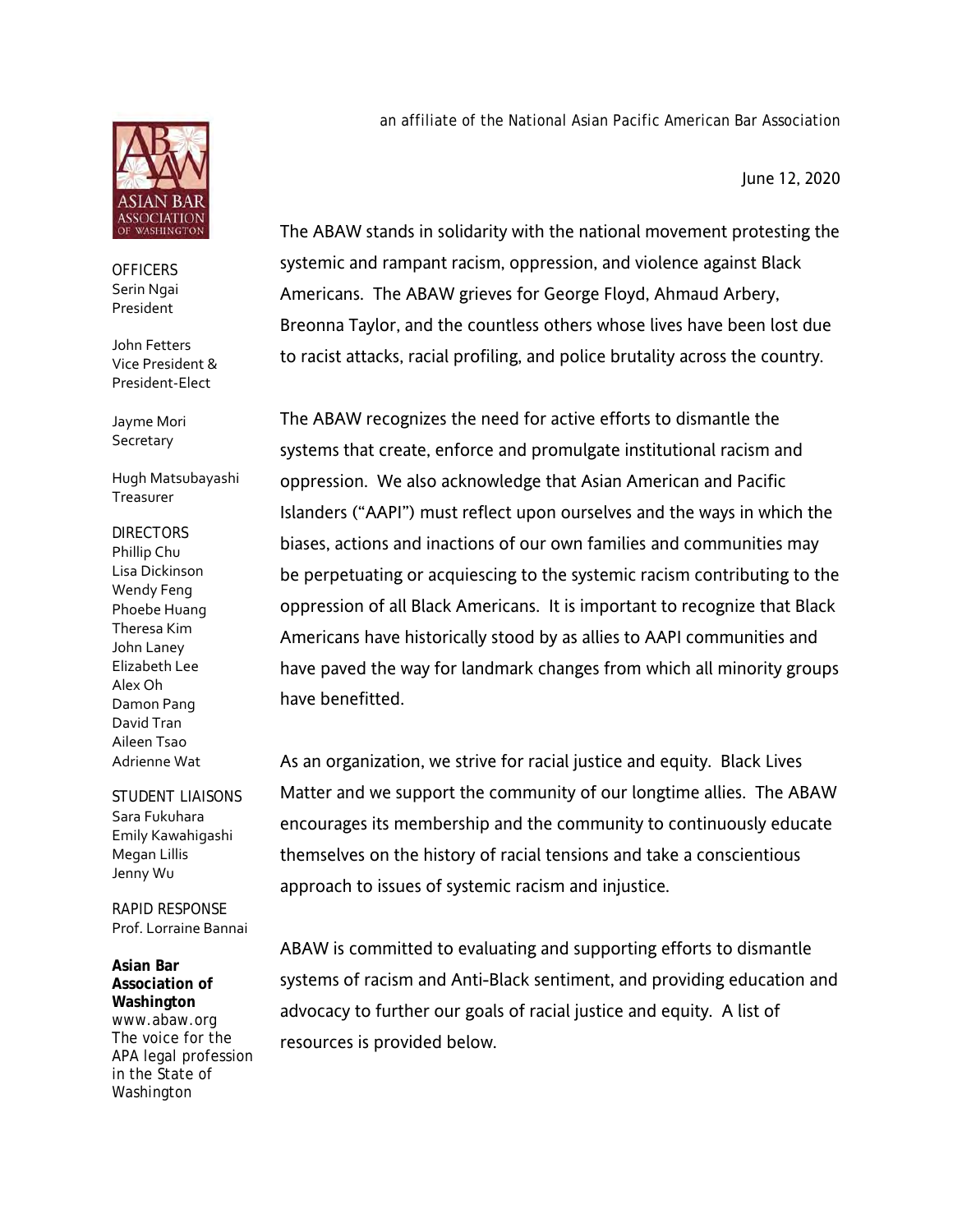an affiliate of the National Asian Pacific American Bar Association

June 12, 2020

The ABAW stands in solidarity with the national movement protesting the systemic and rampant racism, oppression, and violence against Black Americans. The ABAW grieves for George Floyd, Ahmaud Arbery, Breonna Taylor, and the countless others whose lives have been lost due to racist attacks, racial profiling, and police brutality across the country.

The ABAW recognizes the need for active efforts to dismantle the systems that create, enforce and promulgate institutional racism and oppression. We also acknowledge that Asian American and Pacific Islanders ("AAPI") must reflect upon ourselves and the ways in which the biases, actions and inactions of our own families and communities may be perpetuating or acquiescing to the systemic racism contributing to the oppression of all Black Americans. It is important to recognize that Black Americans have historically stood by as allies to AAPI communities and have paved the way for landmark changes from which all minority groups have benefitted.

As an organization, we strive for racial justice and equity. Black Lives Matter and we support the community of our longtime allies. The ABAW encourages its membership and the community to continuously educate themselves on the history of racial tensions and take a conscientious approach to issues of systemic racism and injustice.

ABAW is committed to evaluating and supporting efforts to dismantle systems of racism and Anti-Black sentiment, and providing education and advocacy to further our goals of racial justice and equity. A list of resources is provided below.

OFFICERS
Serin Ngai
President

John Fetters
Vice President &
President-Elect

Jayme Mori
Secretary

Hugh Matsubayashi
Treasurer

DIRECTORS
Phillip Chu
Lisa Dickinson
Wendy Feng
Phoebe Huang
Theresa Kim
John Laney
Elizabeth Lee
Alex Oh
Damon Pang
David Tran
Aileen Tsao
Adrienne Wat

STUDENT LIAISONS
Sara Fukuhara
Emily Kawahigashi
Megan Lillis
Jenny Wu

RAPID RESPONSE
Prof. Lorraine Bannai

**Asian Bar Association of Washington**
www.abaw.org
The voice for the APA legal profession in the State of Washington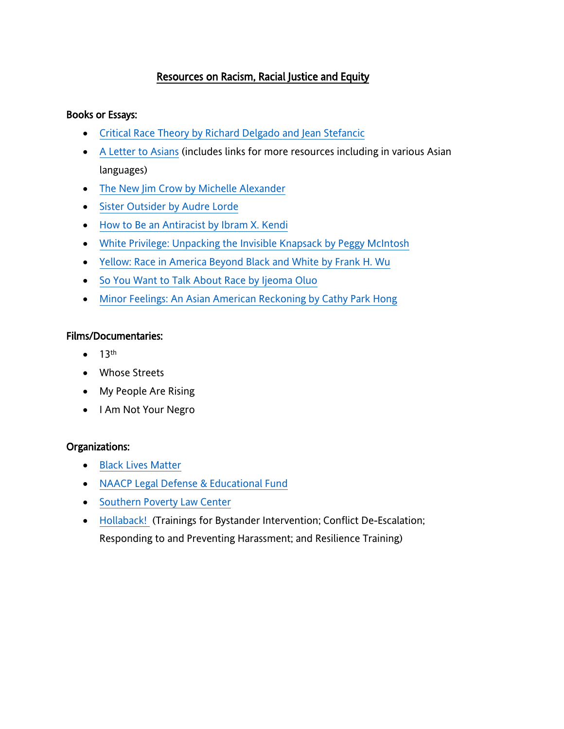# Resources on Racism, Racial Justice and Equity

**Books or Essays:**

- Critical Race Theory by Richard Delgado and Jean Stefancic
- A Letter to Asians (includes links for more resources including in various Asian languages)
- The New Jim Crow by Michelle Alexander
- Sister Outsider by Audre Lorde
- How to Be an Antiracist by Ibram X. Kendi
- White Privilege: Unpacking the Invisible Knapsack by Peggy McIntosh
- Yellow: Race in America Beyond Black and White by Frank H. Wu
- So You Want to Talk About Race by Ijeoma Oluo
- Minor Feelings: An Asian American Reckoning by Cathy Park Hong

**Films/Documentaries:**

- 13th
- Whose Streets
- My People Are Rising
- I Am Not Your Negro

**Organizations:**

- Black Lives Matter
- NAACP Legal Defense & Educational Fund
- Southern Poverty Law Center
- Hollaback! (Trainings for Bystander Intervention; Conflict De-Escalation; Responding to and Preventing Harassment; and Resilience Training)